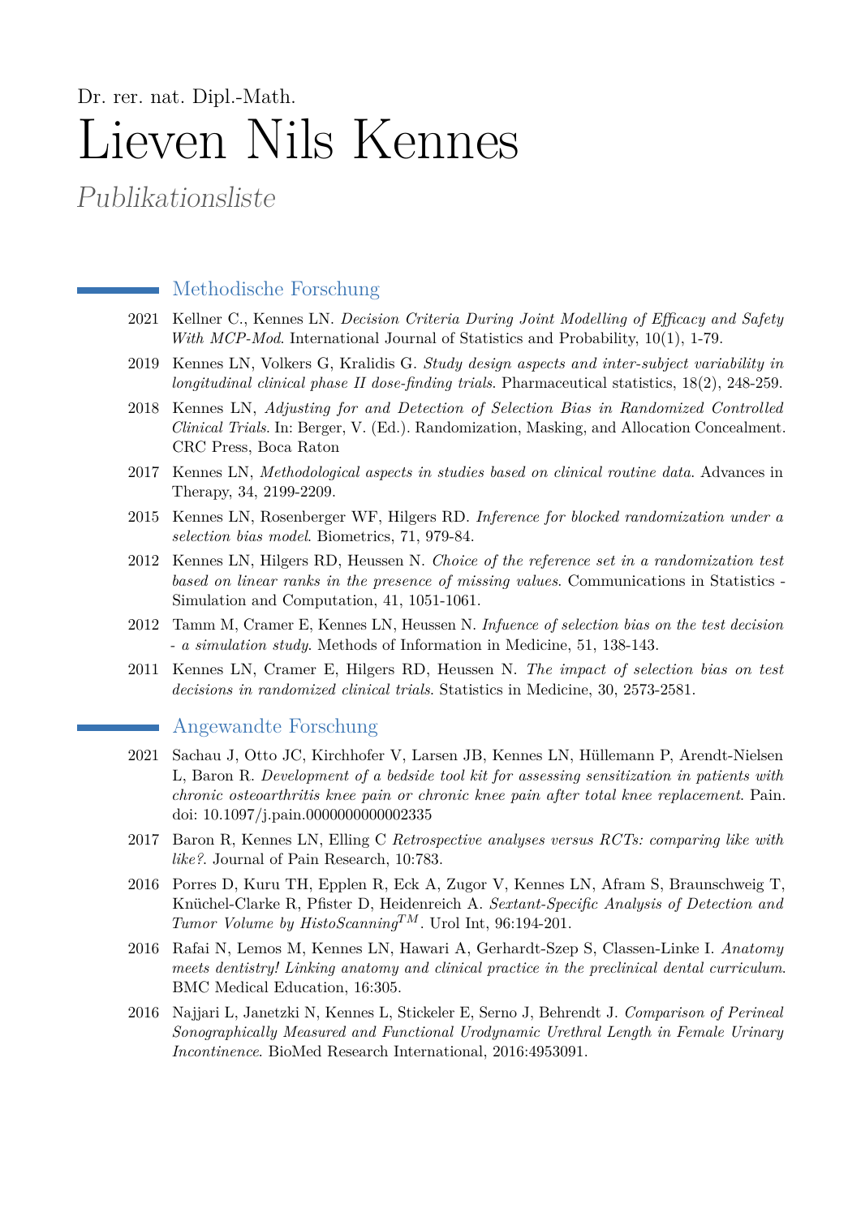Dr. rer. nat. Dipl.-Math.

# Lieven Nils Kennes

*Publikationsliste*

## Methodische Forschung

- 2021 Kellner C., Kennes LN. *Decision Criteria During Joint Modelling of Efficacy and Safety With MCP-Mod*. International Journal of Statistics and Probability, 10(1), 1-79.
- 2019 Kennes LN, Volkers G, Kralidis G. *Study design aspects and inter-subject variability in longitudinal clinical phase II dose-finding trials*. Pharmaceutical statistics, 18(2), 248-259.
- 2018 Kennes LN, *Adjusting for and Detection of Selection Bias in Randomized Controlled Clinical Trials*. In: Berger, V. (Ed.). Randomization, Masking, and Allocation Concealment. CRC Press, Boca Raton
- 2017 Kennes LN, *Methodological aspects in studies based on clinical routine data*. Advances in Therapy, 34, 2199-2209.
- 2015 Kennes LN, Rosenberger WF, Hilgers RD. *Inference for blocked randomization under a selection bias model*. Biometrics, 71, 979-84.
- 2012 Kennes LN, Hilgers RD, Heussen N. *Choice of the reference set in a randomization test based on linear ranks in the presence of missing values*. Communications in Statistics - Simulation and Computation, 41, 1051-1061.
- 2012 Tamm M, Cramer E, Kennes LN, Heussen N. *Infuence of selection bias on the test decision - a simulation study*. Methods of Information in Medicine, 51, 138-143.
- 2011 Kennes LN, Cramer E, Hilgers RD, Heussen N. *The impact of selection bias on test decisions in randomized clinical trials*. Statistics in Medicine, 30, 2573-2581.

## Angewandte Forschung

- 2021 Sachau J, Otto JC, Kirchhofer V, Larsen JB, Kennes LN, Hüllemann P, Arendt-Nielsen L, Baron R. *Development of a bedside tool kit for assessing sensitization in patients with chronic osteoarthritis knee pain or chronic knee pain after total knee replacement*. Pain. doi: 10.1097/j.pain.0000000000002335
- 2017 Baron R, Kennes LN, Elling C *Retrospective analyses versus RCTs: comparing like with like?*. Journal of Pain Research, 10:783.
- 2016 Porres D, Kuru TH, Epplen R, Eck A, Zugor V, Kennes LN, Afram S, Braunschweig T, Knüchel-Clarke R, Pfister D, Heidenreich A. *Sextant-Specific Analysis of Detection and Tumor Volume by HistoScanning$^{TM}$*. Urol Int, 96:194-201.
- 2016 Rafai N, Lemos M, Kennes LN, Hawari A, Gerhardt-Szep S, Classen-Linke I. *Anatomy meets dentistry! Linking anatomy and clinical practice in the preclinical dental curriculum*. BMC Medical Education, 16:305.
- 2016 Najjari L, Janetzki N, Kennes L, Stickeler E, Serno J, Behrendt J. *Comparison of Perineal Sonographically Measured and Functional Urodynamic Urethral Length in Female Urinary Incontinence*. BioMed Research International, 2016:4953091.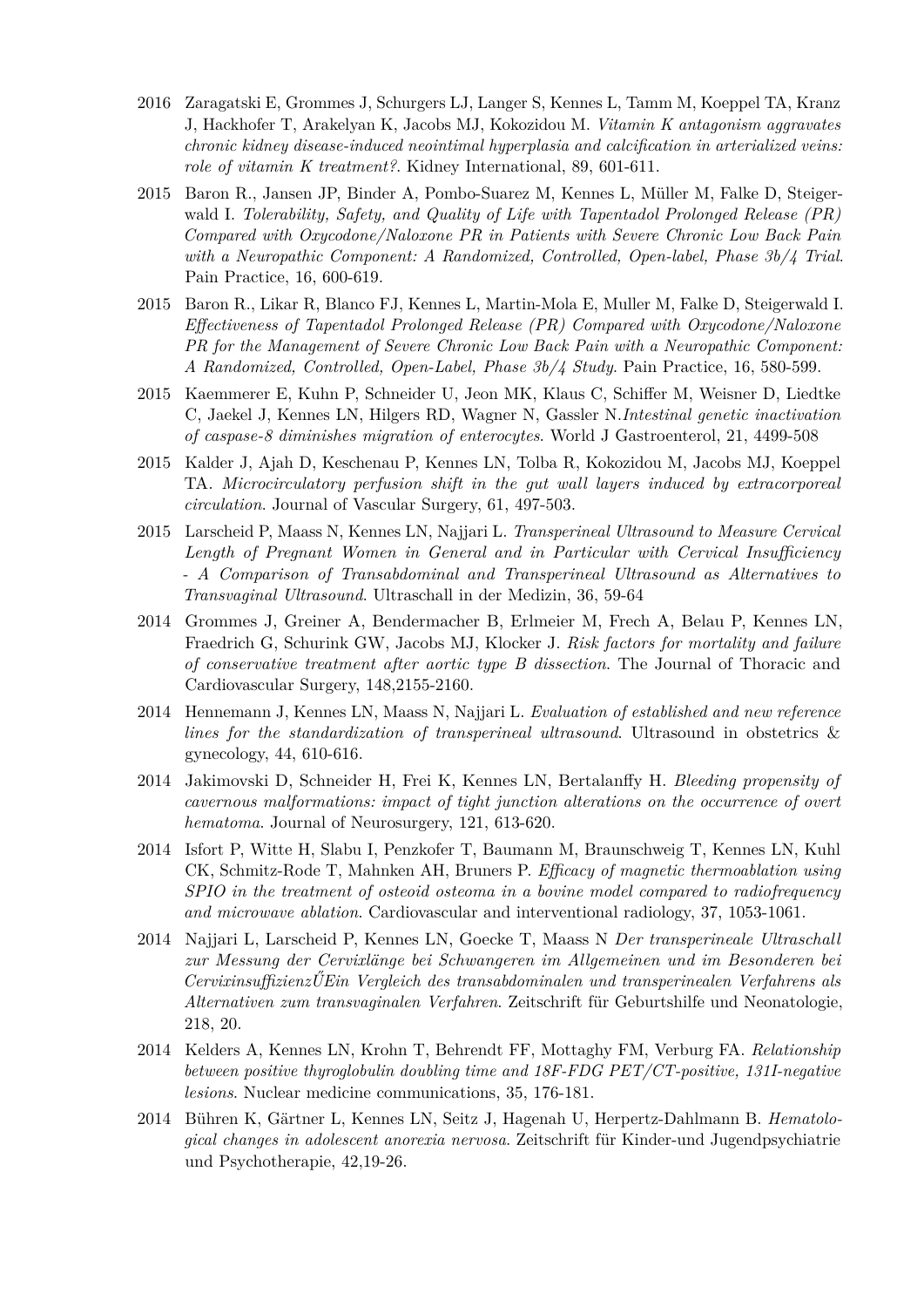2016 Zaragatski E, Grommes J, Schurgers LJ, Langer S, Kennes L, Tamm M, Koeppel TA, Kranz J, Hackhofer T, Arakelyan K, Jacobs MJ, Kokozidou M. *Vitamin K antagonism aggravates chronic kidney disease-induced neointimal hyperplasia and calcification in arterialized veins: role of vitamin K treatment?*. Kidney International, 89, 601-611.

2015 Baron R., Jansen JP, Binder A, Pombo-Suarez M, Kennes L, Müller M, Falke D, Steigerwald I. *Tolerability, Safety, and Quality of Life with Tapentadol Prolonged Release (PR) Compared with Oxycodone/Naloxone PR in Patients with Severe Chronic Low Back Pain with a Neuropathic Component: A Randomized, Controlled, Open-label, Phase 3b/4 Trial*. Pain Practice, 16, 600-619.

2015 Baron R., Likar R, Blanco FJ, Kennes L, Martin-Mola E, Muller M, Falke D, Steigerwald I. *Effectiveness of Tapentadol Prolonged Release (PR) Compared with Oxycodone/Naloxone PR for the Management of Severe Chronic Low Back Pain with a Neuropathic Component: A Randomized, Controlled, Open-Label, Phase 3b/4 Study*. Pain Practice, 16, 580-599.

2015 Kaemmerer E, Kuhn P, Schneider U, Jeon MK, Klaus C, Schiffer M, Weisner D, Liedtke C, Jaekel J, Kennes LN, Hilgers RD, Wagner N, Gassler N.*Intestinal genetic inactivation of caspase-8 diminishes migration of enterocytes*. World J Gastroenterol, 21, 4499-508

2015 Kalder J, Ajah D, Keschenau P, Kennes LN, Tolba R, Kokozidou M, Jacobs MJ, Koeppel TA. *Microcirculatory perfusion shift in the gut wall layers induced by extracorporeal circulation*. Journal of Vascular Surgery, 61, 497-503.

2015 Larscheid P, Maass N, Kennes LN, Najjari L. *Transperineal Ultrasound to Measure Cervical Length of Pregnant Women in General and in Particular with Cervical Insufficiency - A Comparison of Transabdominal and Transperineal Ultrasound as Alternatives to Transvaginal Ultrasound*. Ultraschall in der Medizin, 36, 59-64

2014 Grommes J, Greiner A, Bendermacher B, Erlmeier M, Frech A, Belau P, Kennes LN, Fraedrich G, Schurink GW, Jacobs MJ, Klocker J. *Risk factors for mortality and failure of conservative treatment after aortic type B dissection*. The Journal of Thoracic and Cardiovascular Surgery, 148,2155-2160.

2014 Hennemann J, Kennes LN, Maass N, Najjari L. *Evaluation of established and new reference lines for the standardization of transperineal ultrasound*. Ultrasound in obstetrics & gynecology, 44, 610-616.

2014 Jakimovski D, Schneider H, Frei K, Kennes LN, Bertalanffy H. *Bleeding propensity of cavernous malformations: impact of tight junction alterations on the occurrence of overt hematoma*. Journal of Neurosurgery, 121, 613-620.

2014 Isfort P, Witte H, Slabu I, Penzkofer T, Baumann M, Braunschweig T, Kennes LN, Kuhl CK, Schmitz-Rode T, Mahnken AH, Bruners P. *Efficacy of magnetic thermoablation using SPIO in the treatment of osteoid osteoma in a bovine model compared to radiofrequency and microwave ablation*. Cardiovascular and interventional radiology, 37, 1053-1061.

2014 Najjari L, Larscheid P, Kennes LN, Goecke T, Maass N *Der transperineale Ultraschall zur Messung der Cervixlänge bei Schwangeren im Allgemeinen und im Besonderen bei CervixinsuffizienzŰEin Vergleich des transabdominalen und transperinealen Verfahrens als Alternativen zum transvaginalen Verfahren*. Zeitschrift für Geburtshilfe und Neonatologie, 218, 20.

2014 Kelders A, Kennes LN, Krohn T, Behrendt FF, Mottaghy FM, Verburg FA. *Relationship between positive thyroglobulin doubling time and 18F-FDG PET/CT-positive, 131I-negative lesions*. Nuclear medicine communications, 35, 176-181.

2014 Bühren K, Gärtner L, Kennes LN, Seitz J, Hagenah U, Herpertz-Dahlmann B. *Hematological changes in adolescent anorexia nervosa*. Zeitschrift für Kinder-und Jugendpsychiatrie und Psychotherapie, 42,19-26.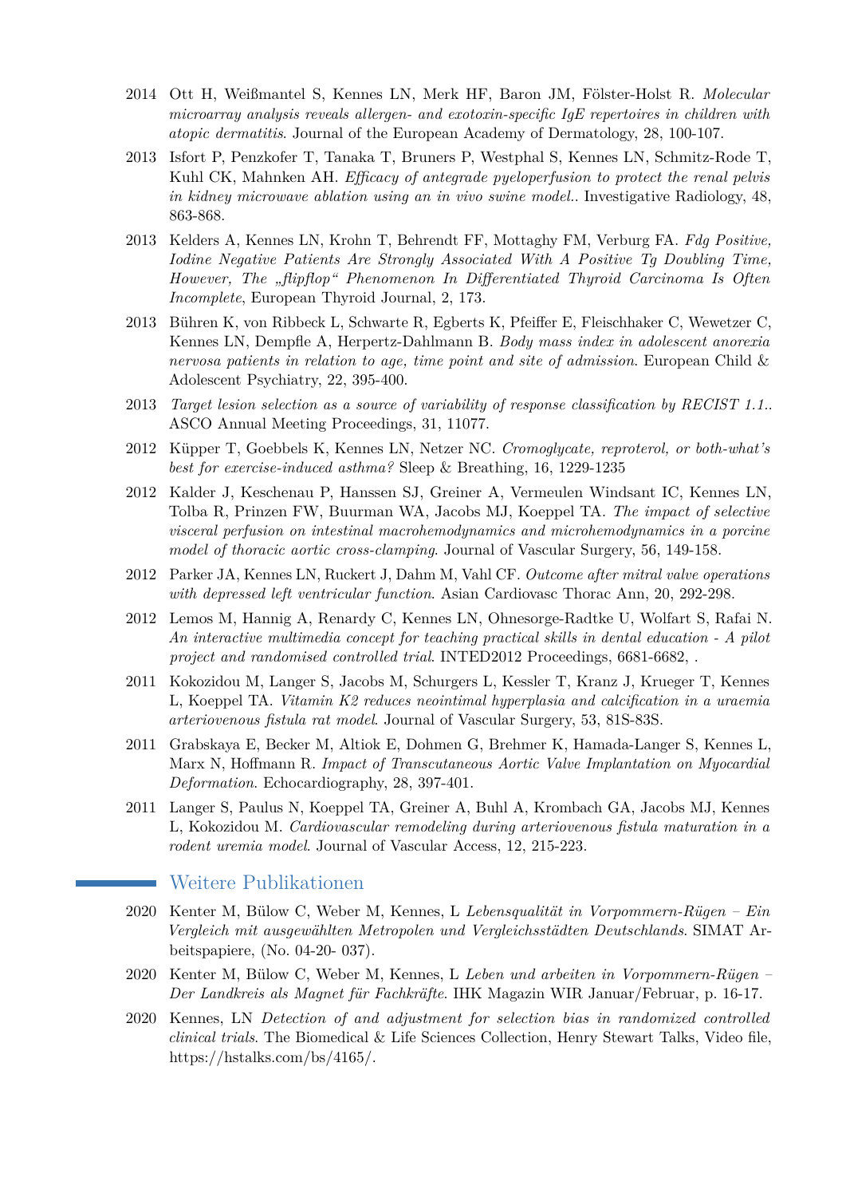2014 Ott H, Weißmantel S, Kennes LN, Merk HF, Baron JM, Fölster-Holst R. *Molecular microarray analysis reveals allergen- and exotoxin-specific IgE repertoires in children with atopic dermatitis*. Journal of the European Academy of Dermatology, 28, 100-107.

2013 Isfort P, Penzkofer T, Tanaka T, Bruners P, Westphal S, Kennes LN, Schmitz-Rode T, Kuhl CK, Mahnken AH. *Efficacy of antegrade pyeloperfusion to protect the renal pelvis in kidney microwave ablation using an in vivo swine model.*. Investigative Radiology, 48, 863-868.

2013 Kelders A, Kennes LN, Krohn T, Behrendt FF, Mottaghy FM, Verburg FA. *Fdg Positive, Iodine Negative Patients Are Strongly Associated With A Positive Tg Doubling Time, However, The „flipflop“ Phenomenon In Differentiated Thyroid Carcinoma Is Often Incomplete*, European Thyroid Journal, 2, 173.

2013 Bühren K, von Ribbeck L, Schwarte R, Egberts K, Pfeiffer E, Fleischhaker C, Wewetzer C, Kennes LN, Dempfle A, Herpertz-Dahlmann B. *Body mass index in adolescent anorexia nervosa patients in relation to age, time point and site of admission*. European Child & Adolescent Psychiatry, 22, 395-400.

2013 *Target lesion selection as a source of variability of response classification by RECIST 1.1.*. ASCO Annual Meeting Proceedings, 31, 11077.

2012 Küpper T, Goebbels K, Kennes LN, Netzer NC. *Cromoglycate, reproterol, or both-what's best for exercise-induced asthma?* Sleep & Breathing, 16, 1229-1235

2012 Kalder J, Keschenau P, Hanssen SJ, Greiner A, Vermeulen Windsant IC, Kennes LN, Tolba R, Prinzen FW, Buurman WA, Jacobs MJ, Koeppel TA. *The impact of selective visceral perfusion on intestinal macrohemodynamics and microhemodynamics in a porcine model of thoracic aortic cross-clamping*. Journal of Vascular Surgery, 56, 149-158.

2012 Parker JA, Kennes LN, Ruckert J, Dahm M, Vahl CF. *Outcome after mitral valve operations with depressed left ventricular function*. Asian Cardiovasc Thorac Ann, 20, 292-298.

2012 Lemos M, Hannig A, Renardy C, Kennes LN, Ohnesorge-Radtke U, Wolfart S, Rafai N. *An interactive multimedia concept for teaching practical skills in dental education - A pilot project and randomised controlled trial*. INTED2012 Proceedings, 6681-6682, .

2011 Kokozidou M, Langer S, Jacobs M, Schurgers L, Kessler T, Kranz J, Krueger T, Kennes L, Koeppel TA. *Vitamin K2 reduces neointimal hyperplasia and calcification in a uraemia arteriovenous fistula rat model*. Journal of Vascular Surgery, 53, 81S-83S.

2011 Grabskaya E, Becker M, Altiok E, Dohmen G, Brehmer K, Hamada-Langer S, Kennes L, Marx N, Hoffmann R. *Impact of Transcutaneous Aortic Valve Implantation on Myocardial Deformation*. Echocardiography, 28, 397-401.

2011 Langer S, Paulus N, Koeppel TA, Greiner A, Buhl A, Krombach GA, Jacobs MJ, Kennes L, Kokozidou M. *Cardiovascular remodeling during arteriovenous fistula maturation in a rodent uremia model*. Journal of Vascular Access, 12, 215-223.

## Weitere Publikationen

2020 Kenter M, Bülow C, Weber M, Kennes, L *Lebensqualität in Vorpommern-Rügen – Ein Vergleich mit ausgewählten Metropolen und Vergleichsstädten Deutschlands*. SIMAT Arbeitspapiere, (No. 04-20- 037).

2020 Kenter M, Bülow C, Weber M, Kennes, L *Leben und arbeiten in Vorpommern-Rügen – Der Landkreis als Magnet für Fachkräfte*. IHK Magazin WIR Januar/Februar, p. 16-17.

2020 Kennes, LN *Detection of and adjustment for selection bias in randomized controlled clinical trials*. The Biomedical & Life Sciences Collection, Henry Stewart Talks, Video file, https://hstalks.com/bs/4165/.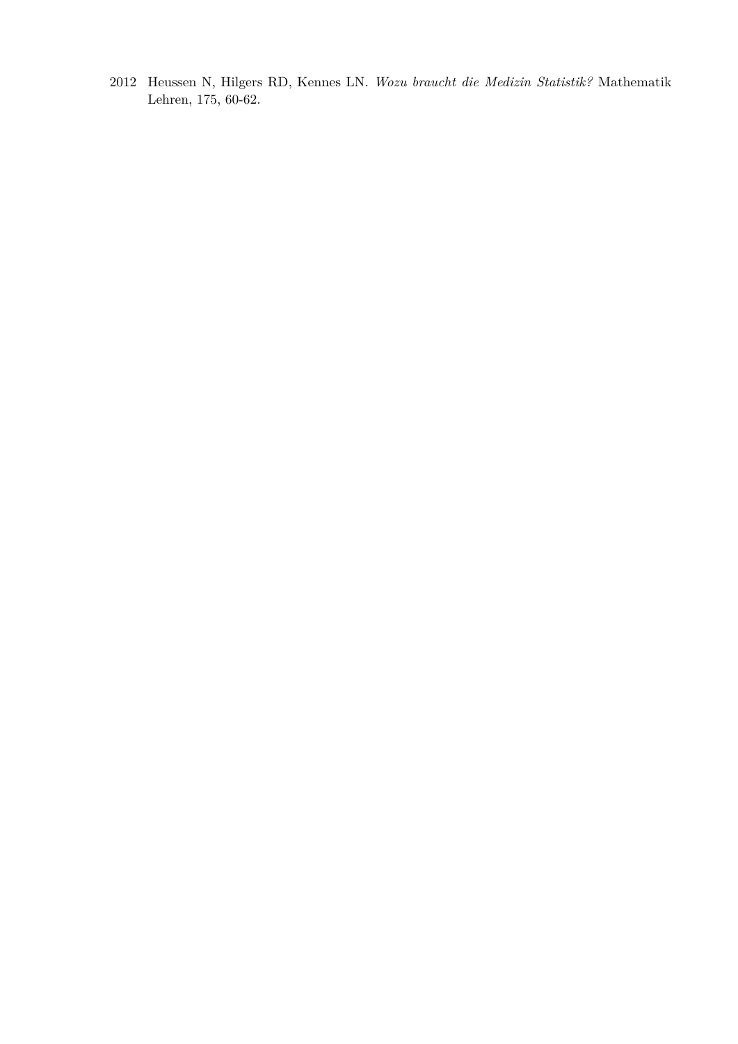2012 Heussen N, Hilgers RD, Kennes LN. *Wozu braucht die Medizin Statistik?* Mathematik Lehren, 175, 60-62.